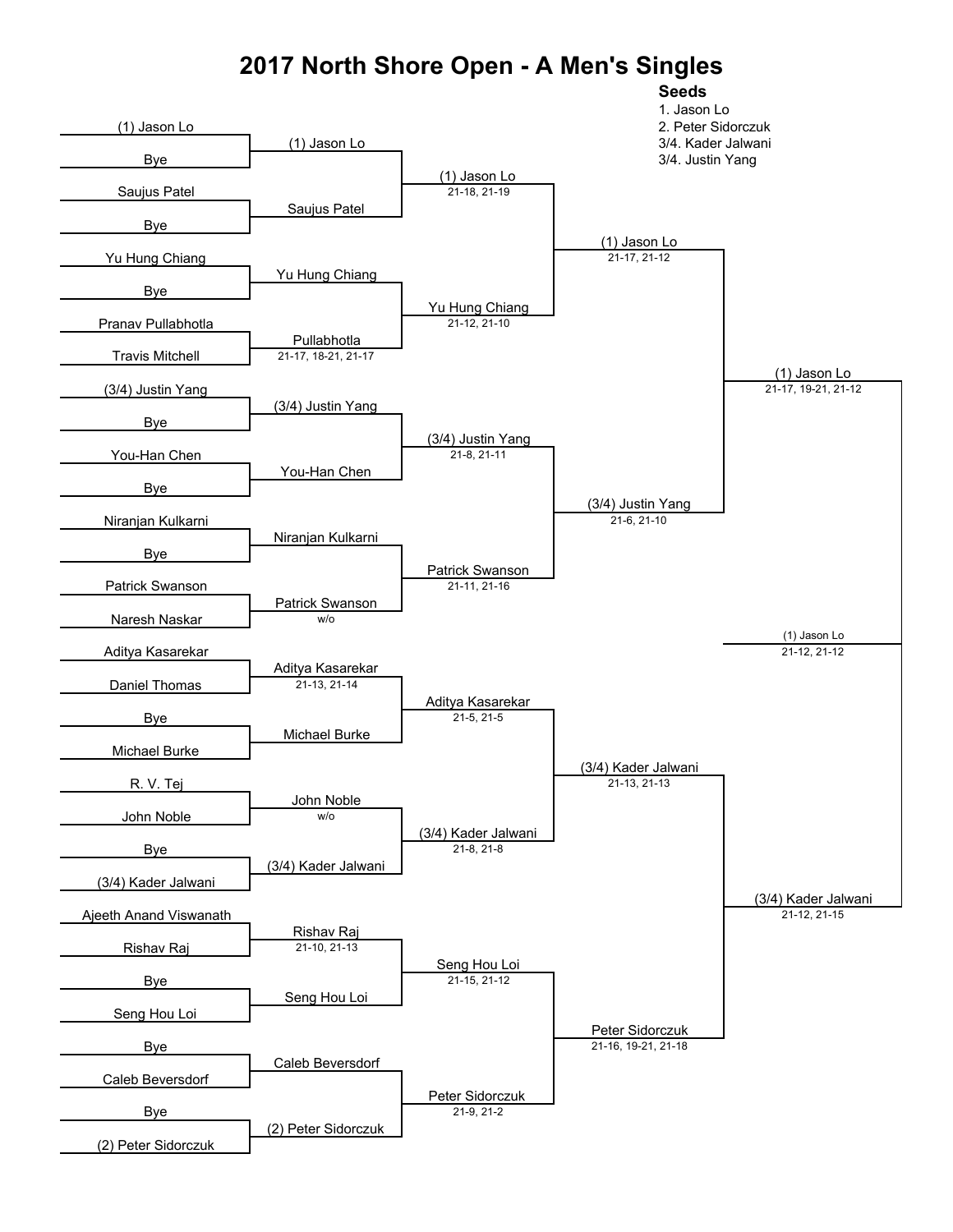# 2017 North Shore Open - A Men's Singles

**Seeds**
1. Jason Lo
2. Peter Sidorczuk
3/4. Kader Jalwani
3/4. Justin Yang

| Round 1 | Round of 16 | Quarterfinals | Semifinals | Finals | Winner |
|---|---|---|---|---|---|
| (1) Jason Lo vs Bye | (1) Jason Lo | | | | |
| Saujus Patel vs Bye | Saujus Patel | (1) Jason Lo 21-18, 21-19 | | | |
| Yu Hung Chiang vs Bye | Yu Hung Chiang | | (1) Jason Lo 21-17, 21-12 | | |
| Pranav Pullabhotla vs Travis Mitchell | Pullabhotla 21-17, 18-21, 21-17 | Yu Hung Chiang 21-12, 21-10 | | | |
| (3/4) Justin Yang vs Bye | (3/4) Justin Yang | | | (1) Jason Lo 21-17, 19-21, 21-12 | |
| You-Han Chen vs Bye | You-Han Chen | (3/4) Justin Yang 21-8, 21-11 | | | |
| Niranjan Kulkarni vs Bye | Niranjan Kulkarni | | (3/4) Justin Yang 21-6, 21-10 | | |
| Patrick Swanson vs Naresh Naskar | Patrick Swanson w/o | Patrick Swanson 21-11, 21-16 | | | (1) Jason Lo 21-12, 21-12 |
| Aditya Kasarekar vs Daniel Thomas | Aditya Kasarekar 21-13, 21-14 | | | | |
| Bye vs Michael Burke | Michael Burke | Aditya Kasarekar 21-5, 21-5 | | | |
| R. V. Tej vs John Noble | John Noble w/o | | (3/4) Kader Jalwani 21-13, 21-13 | | |
| Bye vs (3/4) Kader Jalwani | (3/4) Kader Jalwani | (3/4) Kader Jalwani 21-8, 21-8 | | | |
| Ajeeth Anand Viswanath vs Rishav Raj | Rishav Raj 21-10, 21-13 | | | (3/4) Kader Jalwani 21-12, 21-15 | |
| Bye vs Seng Hou Loi | Seng Hou Loi | Seng Hou Loi 21-15, 21-12 | | | |
| Bye vs Caleb Beversdorf | Caleb Beversdorf | | Peter Sidorczuk 21-16, 19-21, 21-18 | | |
| Bye vs (2) Peter Sidorczuk | (2) Peter Sidorczuk | Peter Sidorczuk 21-9, 21-2 | | | |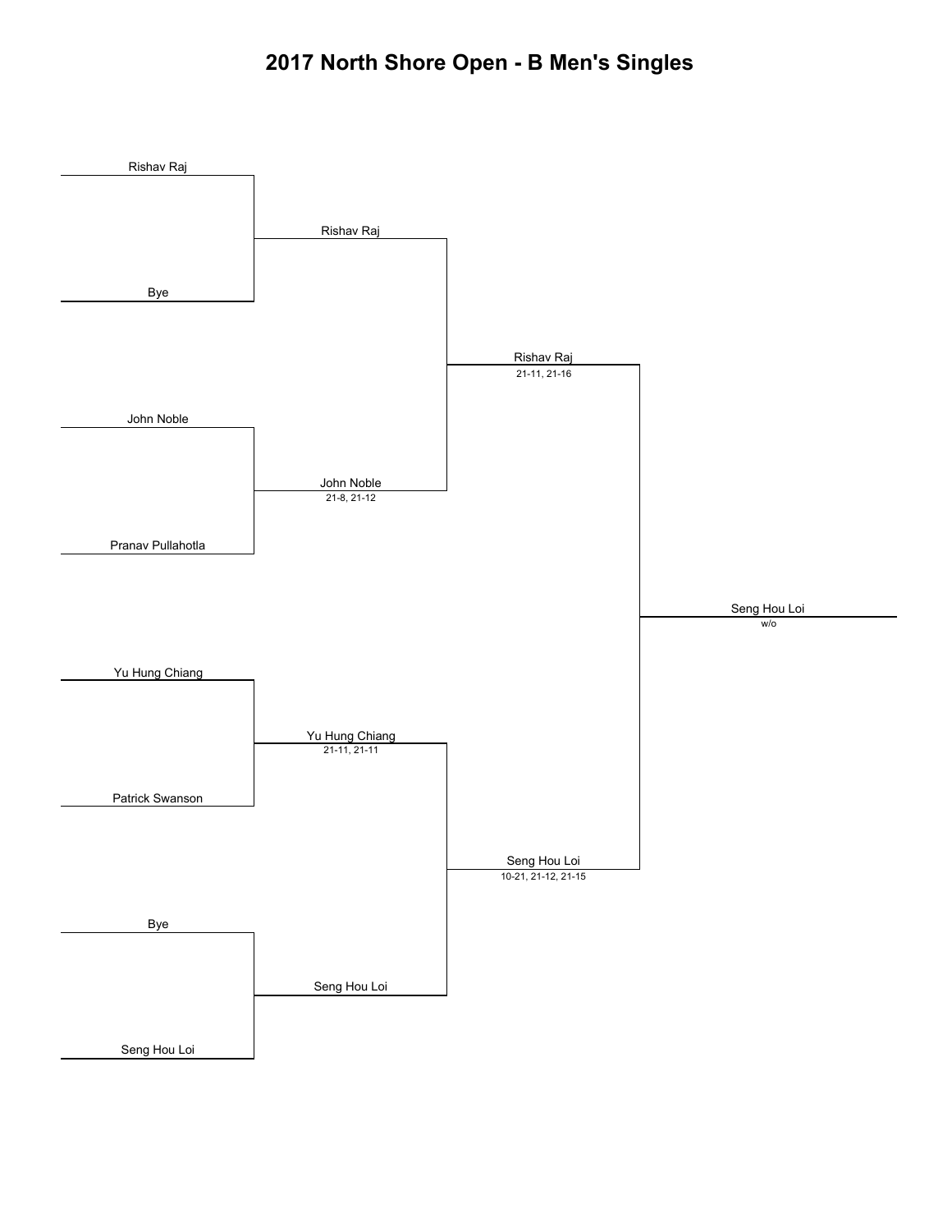# 2017 North Shore Open - B Men's Singles

Rishav Raj

Bye

Rishav Raj

John Noble

Pranav Pullahotla

John Noble
21-8, 21-12

Rishav Raj
21-11, 21-16

Seng Hou Loi
w/o

Yu Hung Chiang

Patrick Swanson

Yu Hung Chiang
21-11, 21-11

Seng Hou Loi
10-21, 21-12, 21-15

Bye

Seng Hou Loi

Seng Hou Loi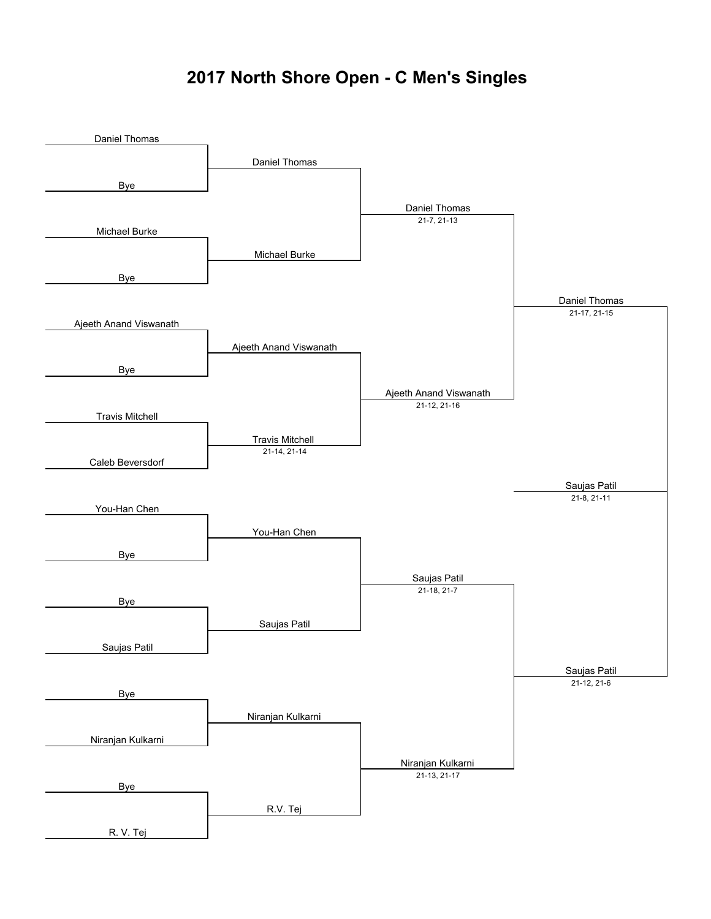# 2017 North Shore Open - C Men's Singles

**Round 1**

- Daniel Thomas vs. Bye → Daniel Thomas
- Michael Burke vs. Bye → Michael Burke
- Ajeeth Anand Viswanath vs. Bye → Ajeeth Anand Viswanath
- Travis Mitchell vs. Caleb Beversdorf → Travis Mitchell (21-14, 21-14)
- You-Han Chen vs. Bye → You-Han Chen
- Bye vs. Saujas Patil → Saujas Patil
- Bye vs. Niranjan Kulkarni → Niranjan Kulkarni
- Bye vs. R. V. Tej → R.V. Tej

**Round 2**

- Daniel Thomas vs. Michael Burke → Daniel Thomas (21-7, 21-13)
- Ajeeth Anand Viswanath vs. Travis Mitchell → Ajeeth Anand Viswanath (21-12, 21-16)
- You-Han Chen vs. Saujas Patil → Saujas Patil (21-18, 21-7)
- Niranjan Kulkarni vs. R.V. Tej → Niranjan Kulkarni (21-13, 21-17)

**Semifinals**

- Daniel Thomas vs. Ajeeth Anand Viswanath → Daniel Thomas (21-17, 21-15)
- Saujas Patil vs. Niranjan Kulkarni → Saujas Patil (21-12, 21-6)

**Final**

- Daniel Thomas vs. Saujas Patil → Saujas Patil (21-8, 21-11)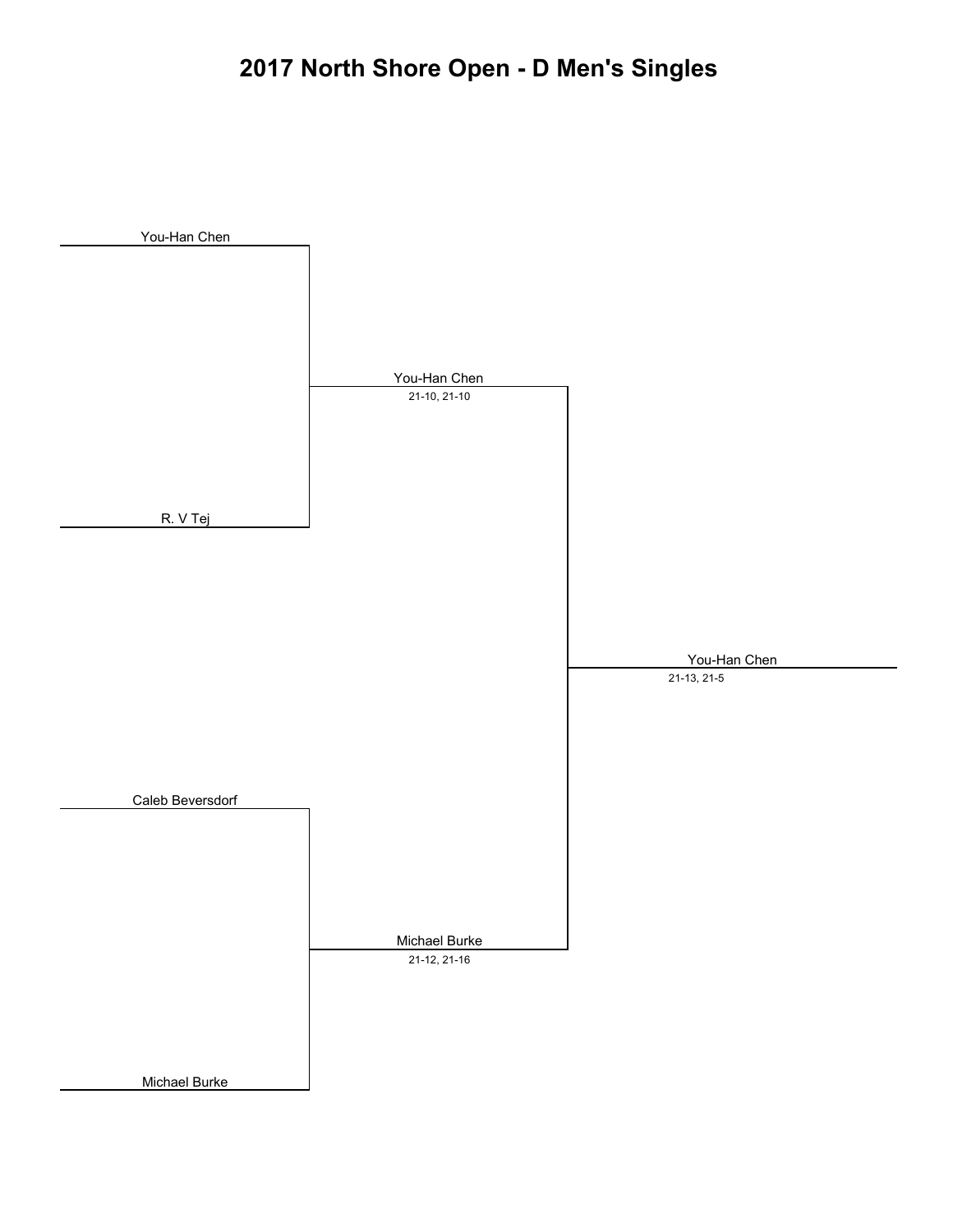# 2017 North Shore Open - D Men's Singles

**Round 1**

- You-Han Chen
- R. V Tej
- Caleb Beversdorf
- Michael Burke

**Round 2**

- You-Han Chen (21-10, 21-10)
- Michael Burke (21-12, 21-16)

**Winner**

- You-Han Chen (21-13, 21-5)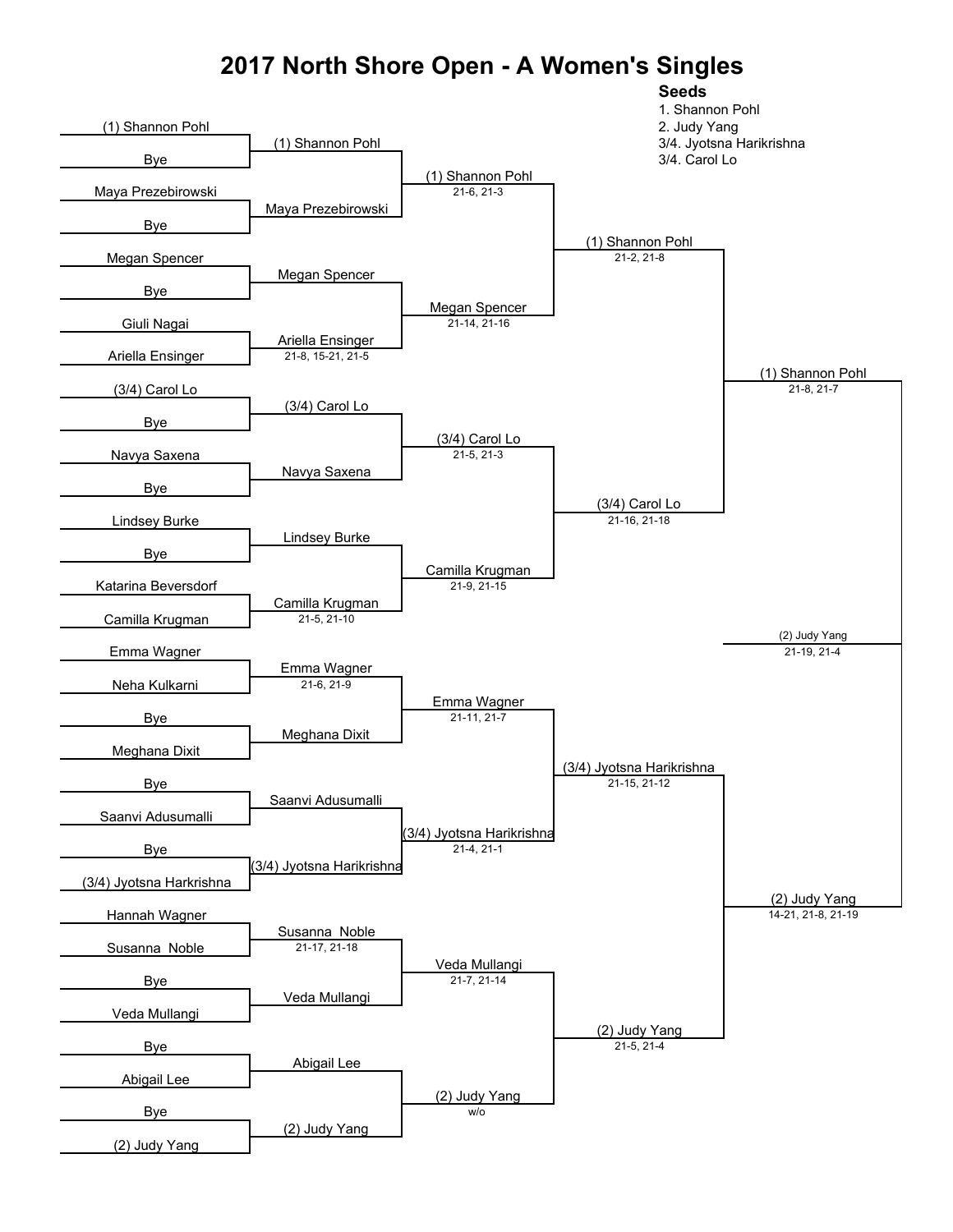# 2017 North Shore Open - A Women's Singles

**Seeds**

1. Shannon Pohl
2. Judy Yang

3/4. Jyotsna Harikrishna
3/4. Carol Lo

## Round 1

| Player 1 | Player 2 | Winner | Score |
|---|---|---|---|
| (1) Shannon Pohl | Bye | (1) Shannon Pohl | |
| Maya Prezebirowski | Bye | Maya Prezebirowski | |
| Megan Spencer | Bye | Megan Spencer | |
| Giuli Nagai | Ariella Ensinger | Ariella Ensinger | 21-8, 15-21, 21-5 |
| (3/4) Carol Lo | Bye | (3/4) Carol Lo | |
| Navya Saxena | Bye | Navya Saxena | |
| Lindsey Burke | Bye | Lindsey Burke | |
| Katarina Beversdorf | Camilla Krugman | Camilla Krugman | 21-5, 21-10 |
| Emma Wagner | Neha Kulkarni | Emma Wagner | 21-6, 21-9 |
| Bye | Meghana Dixit | Meghana Dixit | |
| Bye | Saanvi Adusumalli | Saanvi Adusumalli | |
| Bye | (3/4) Jyotsna Harkrishna | (3/4) Jyotsna Harikrishna | |
| Hannah Wagner | Susanna Noble | Susanna Noble | 21-17, 21-18 |
| Bye | Veda Mullangi | Veda Mullangi | |
| Bye | Abigail Lee | Abigail Lee | |
| Bye | (2) Judy Yang | (2) Judy Yang | |

## Round 2

| Winner | Score |
|---|---|
| (1) Shannon Pohl | 21-6, 21-3 |
| Megan Spencer | 21-14, 21-16 |
| (3/4) Carol Lo | 21-5, 21-3 |
| Camilla Krugman | 21-9, 21-15 |
| Emma Wagner | 21-11, 21-7 |
| (3/4) Jyotsna Harikrishna | 21-4, 21-1 |
| Veda Mullangi | 21-7, 21-14 |
| (2) Judy Yang | w/o |

## Quarterfinals

| Winner | Score |
|---|---|
| (1) Shannon Pohl | 21-2, 21-8 |
| (3/4) Carol Lo | 21-16, 21-18 |
| (3/4) Jyotsna Harikrishna | 21-15, 21-12 |
| (2) Judy Yang | 21-5, 21-4 |

## Semifinals

| Winner | Score |
|---|---|
| (1) Shannon Pohl | 21-8, 21-7 |
| (2) Judy Yang | 14-21, 21-8, 21-19 |

## Final

| Winner | Score |
|---|---|
| (2) Judy Yang | 21-19, 21-4 |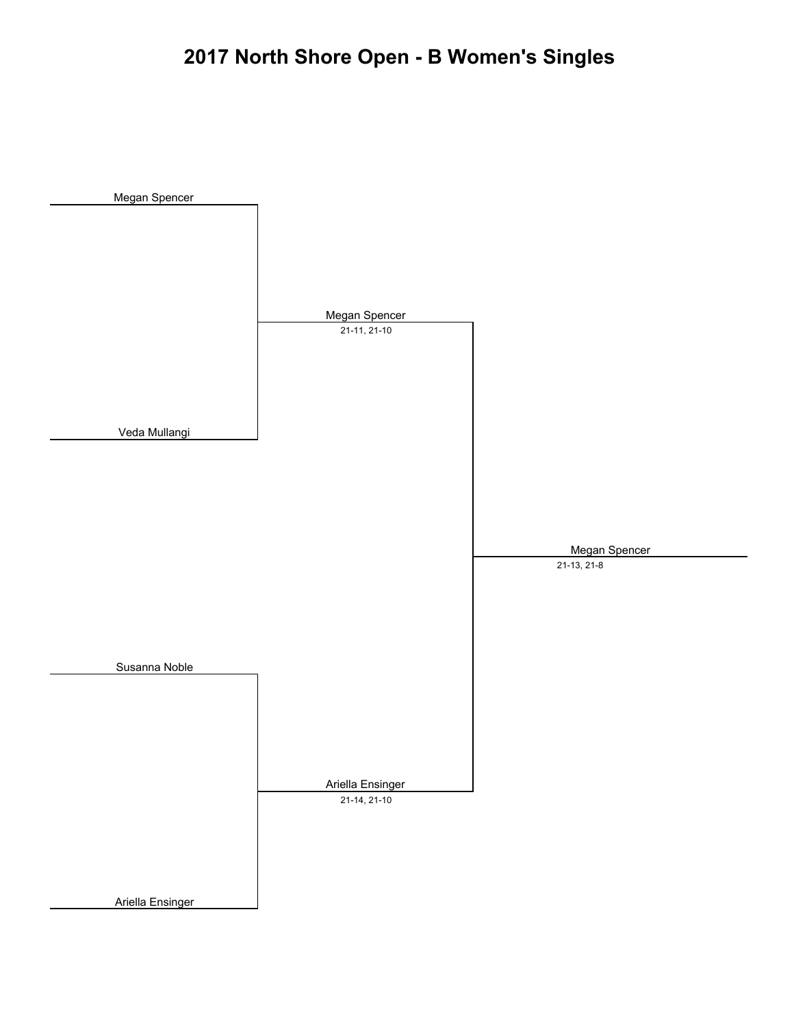# 2017 North Shore Open - B Women's Singles

Megan Spencer

Veda Mullangi

Megan Spencer
21-11, 21-10

Susanna Noble

Ariella Ensinger

Ariella Ensinger
21-14, 21-10

Megan Spencer
21-13, 21-8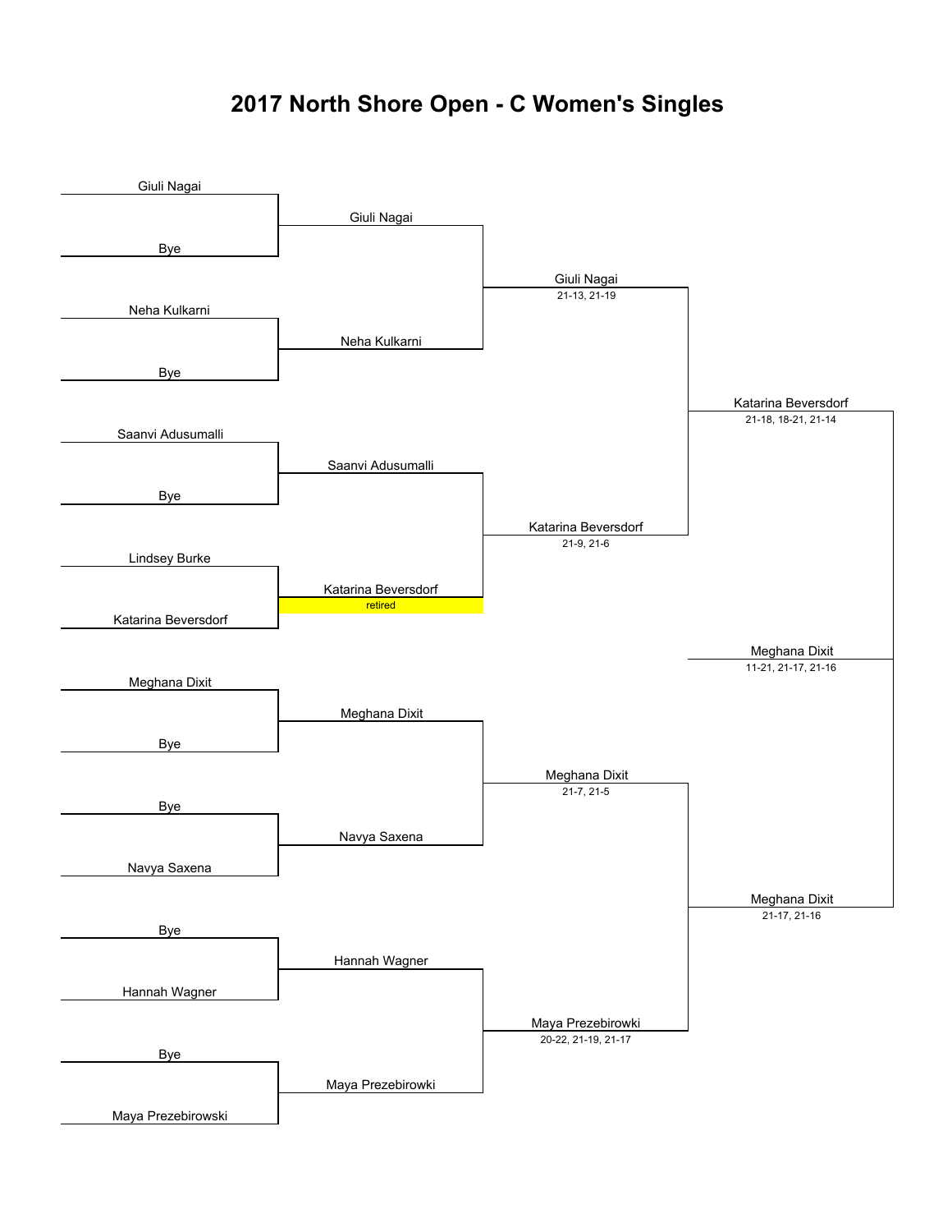# 2017 North Shore Open - C Women's Singles

**Round 1**

| Player 1 | Player 2 | Winner |
|---|---|---|
| Giuli Nagai | Bye | Giuli Nagai |
| Neha Kulkarni | Bye | Neha Kulkarni |
| Saanvi Adusumalli | Bye | Saanvi Adusumalli |
| Lindsey Burke | Katarina Beversdorf | Katarina Beversdorf (retired) |
| Meghana Dixit | Bye | Meghana Dixit |
| Bye | Navya Saxena | Navya Saxena |
| Bye | Hannah Wagner | Hannah Wagner |
| Bye | Maya Prezebirowski | Maya Prezebirowski |

**Quarterfinals**

| Match | Winner | Score |
|---|---|---|
| Giuli Nagai vs Neha Kulkarni | Giuli Nagai | 21-13, 21-19 |
| Saanvi Adusumalli vs Katarina Beversdorf | Katarina Beversdorf | 21-9, 21-6 |
| Meghana Dixit vs Navya Saxena | Meghana Dixit | 21-7, 21-5 |
| Hannah Wagner vs Maya Prezebirowski | Maya Prezebirowski | 20-22, 21-19, 21-17 |

**Semifinals**

| Match | Winner | Score |
|---|---|---|
| Giuli Nagai vs Katarina Beversdorf | Katarina Beversdorf | 21-18, 18-21, 21-14 |
| Meghana Dixit vs Maya Prezebirowski | Meghana Dixit | 21-17, 21-16 |

**Final**

| Match | Winner | Score |
|---|---|---|
| Katarina Beversdorf vs Meghana Dixit | Meghana Dixit | 11-21, 21-17, 21-16 |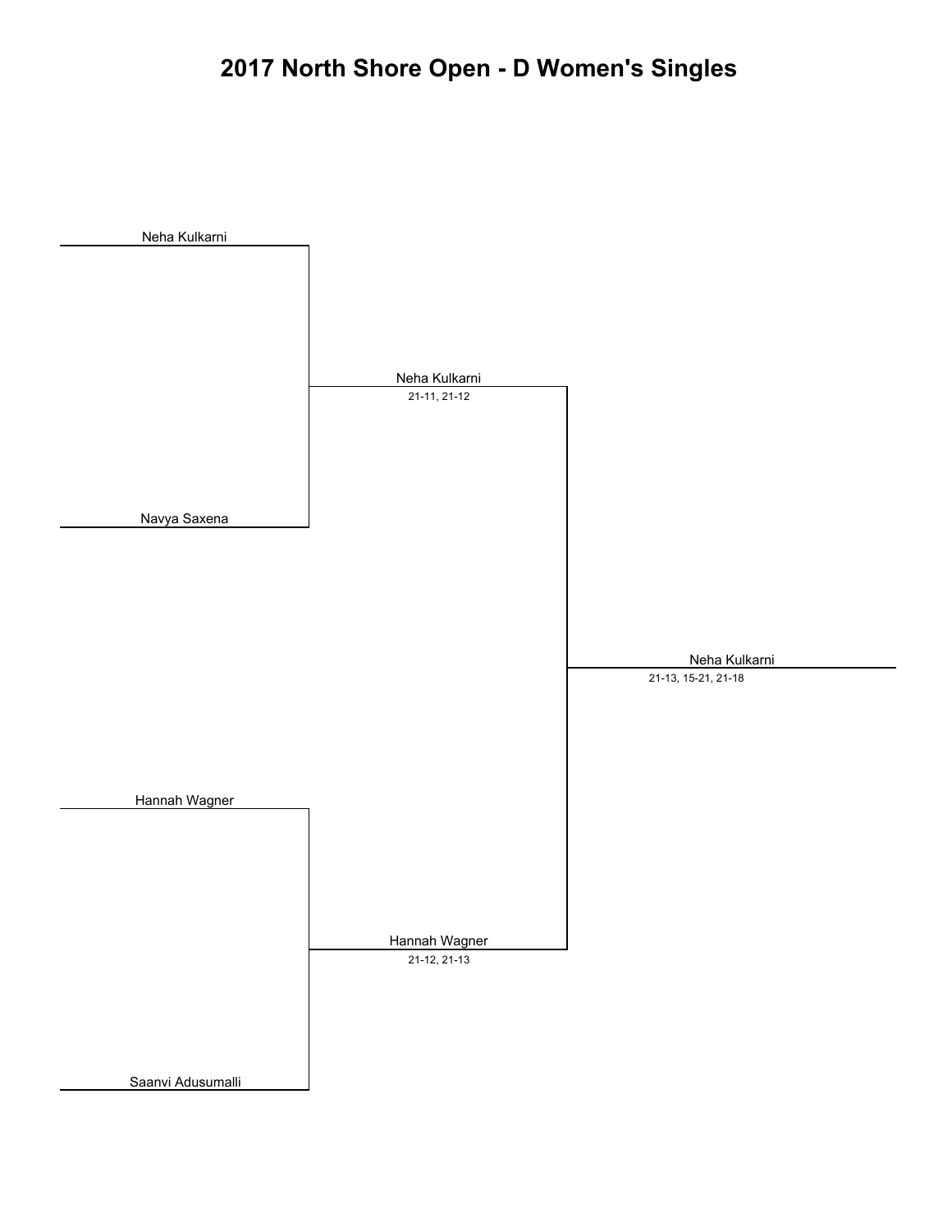# 2017 North Shore Open - D Women's Singles

Neha Kulkarni

Navya Saxena

Neha Kulkarni
21-11, 21-12

Neha Kulkarni
21-13, 15-21, 21-18

Hannah Wagner

Saanvi Adusumalli

Hannah Wagner
21-12, 21-13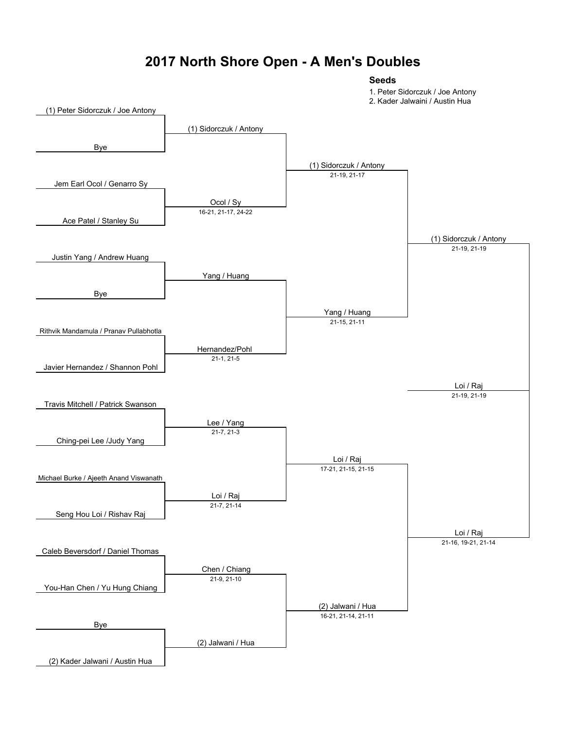# 2017 North Shore Open - A Men's Doubles

**Seeds**

1. Peter Sidorczuk / Joe Antony
2. Kader Jalwaini / Austin Hua

| Round 1 | Round 2 | Quarterfinals | Semifinals | Final |
|---|---|---|---|---|
| (1) Peter Sidorczuk / Joe Antony vs Bye | (1) Sidorczuk / Antony | (1) Sidorczuk / Antony 21-19, 21-17 | (1) Sidorczuk / Antony 21-19, 21-19 | Loi / Raj 21-19, 21-19 |
| Jem Earl Ocol / Genarro Sy vs Ace Patel / Stanley Su | Ocol / Sy 16-21, 21-17, 24-22 | | | |
| Justin Yang / Andrew Huang vs Bye | Yang / Huang | Yang / Huang 21-15, 21-11 | | |
| Rithvik Mandamula / Pranav Pullabhotla vs Javier Hernandez / Shannon Pohl | Hernandez/Pohl 21-1, 21-5 | | | |
| Travis Mitchell / Patrick Swanson vs Ching-pei Lee /Judy Yang | Lee / Yang 21-7, 21-3 | Loi / Raj 17-21, 21-15, 21-15 | Loi / Raj 21-16, 19-21, 21-14 | |
| Michael Burke / Ajeeth Anand Viswanath vs Seng Hou Loi / Rishav Raj | Loi / Raj 21-7, 21-14 | | | |
| Caleb Beversdorf / Daniel Thomas vs You-Han Chen / Yu Hung Chiang | Chen / Chiang 21-9, 21-10 | (2) Jalwani / Hua 16-21, 21-14, 21-11 | | |
| Bye vs (2) Kader Jalwani / Austin Hua | (2) Jalwani / Hua | | | |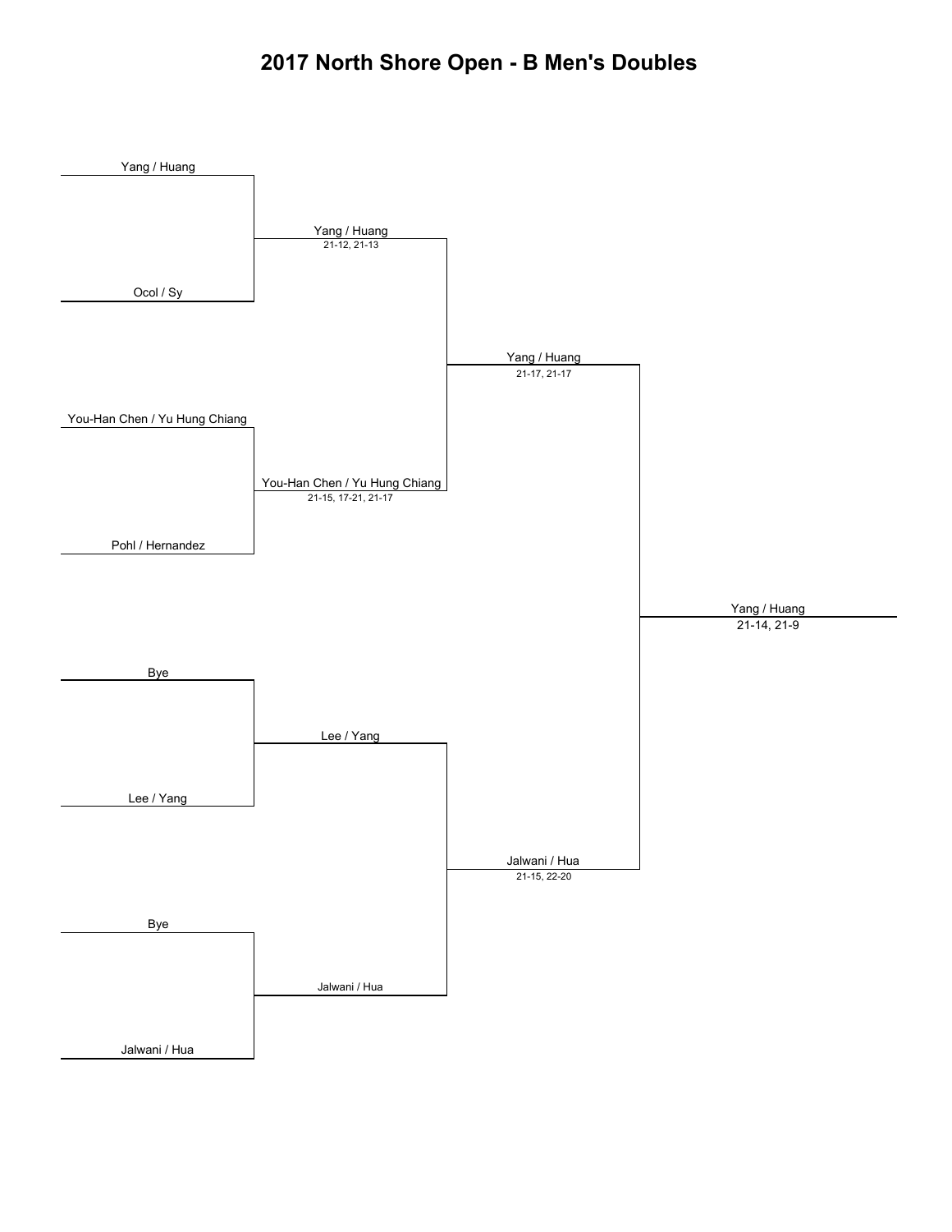# 2017 North Shore Open - B Men's Doubles

## Round 1

- Yang / Huang
- Ocol / Sy
- You-Han Chen / Yu Hung Chiang
- Pohl / Hernandez
- Bye
- Lee / Yang
- Bye
- Jalwani / Hua

## Round 2

- Yang / Huang — 21-12, 21-13
- You-Han Chen / Yu Hung Chiang — 21-15, 17-21, 21-17
- Lee / Yang
- Jalwani / Hua

## Semifinals

- Yang / Huang — 21-17, 21-17
- Jalwani / Hua — 21-15, 22-20

## Final

- Yang / Huang — 21-14, 21-9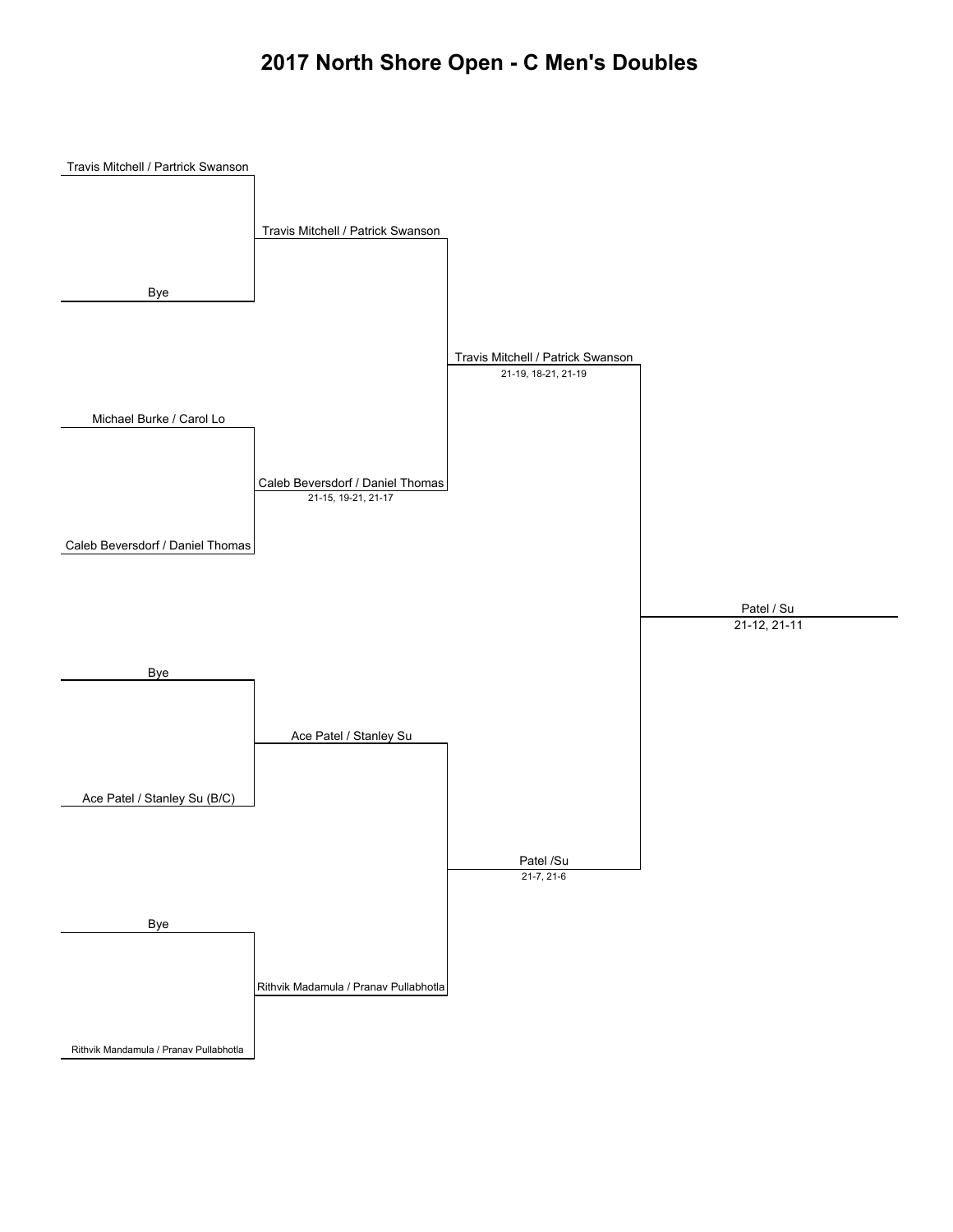# 2017 North Shore Open - C Men's Doubles

**Round 1**

- Travis Mitchell / Partrick Swanson
- Bye
- Michael Burke / Carol Lo
- Caleb Beversdorf / Daniel Thomas
- Bye
- Ace Patel / Stanley Su (B/C)
- Bye
- Rithvik Mandamula / Pranav Pullabhotla

**Round 2**

- Travis Mitchell / Patrick Swanson
- Caleb Beversdorf / Daniel Thomas
  21-15, 19-21, 21-17
- Ace Patel / Stanley Su
- Rithvik Madamula / Pranav Pullabhotla

**Semifinals**

- Travis Mitchell / Patrick Swanson
  21-19, 18-21, 21-19
- Patel /Su
  21-7, 21-6

**Final**

- Patel / Su
  21-12, 21-11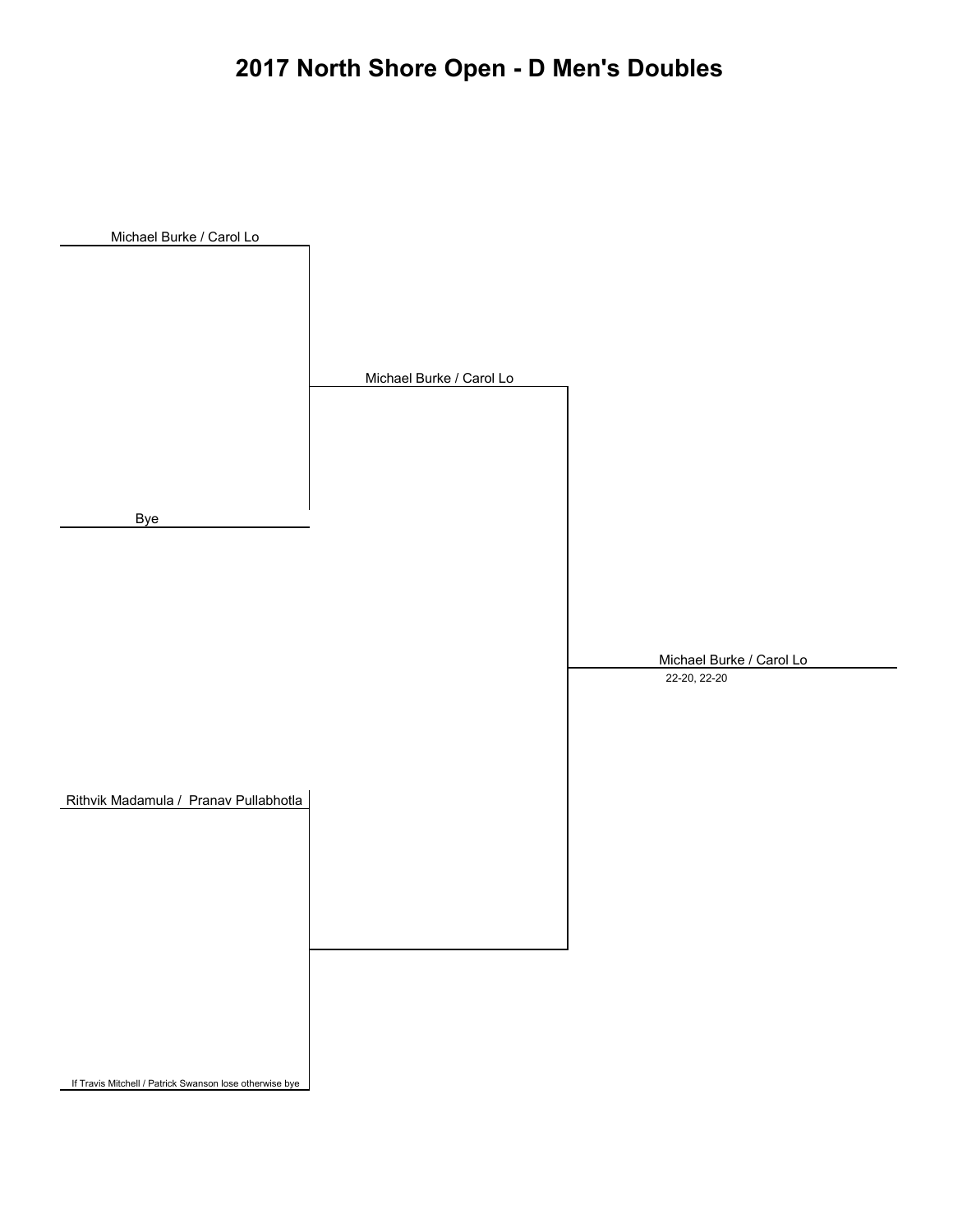# 2017 North Shore Open - D Men's Doubles

Michael Burke / Carol Lo

Bye

Michael Burke / Carol Lo

Rithvik Madamula / Pranav Pullabhotla

If Travis Mitchell / Patrick Swanson lose otherwise bye

Michael Burke / Carol Lo

22-20, 22-20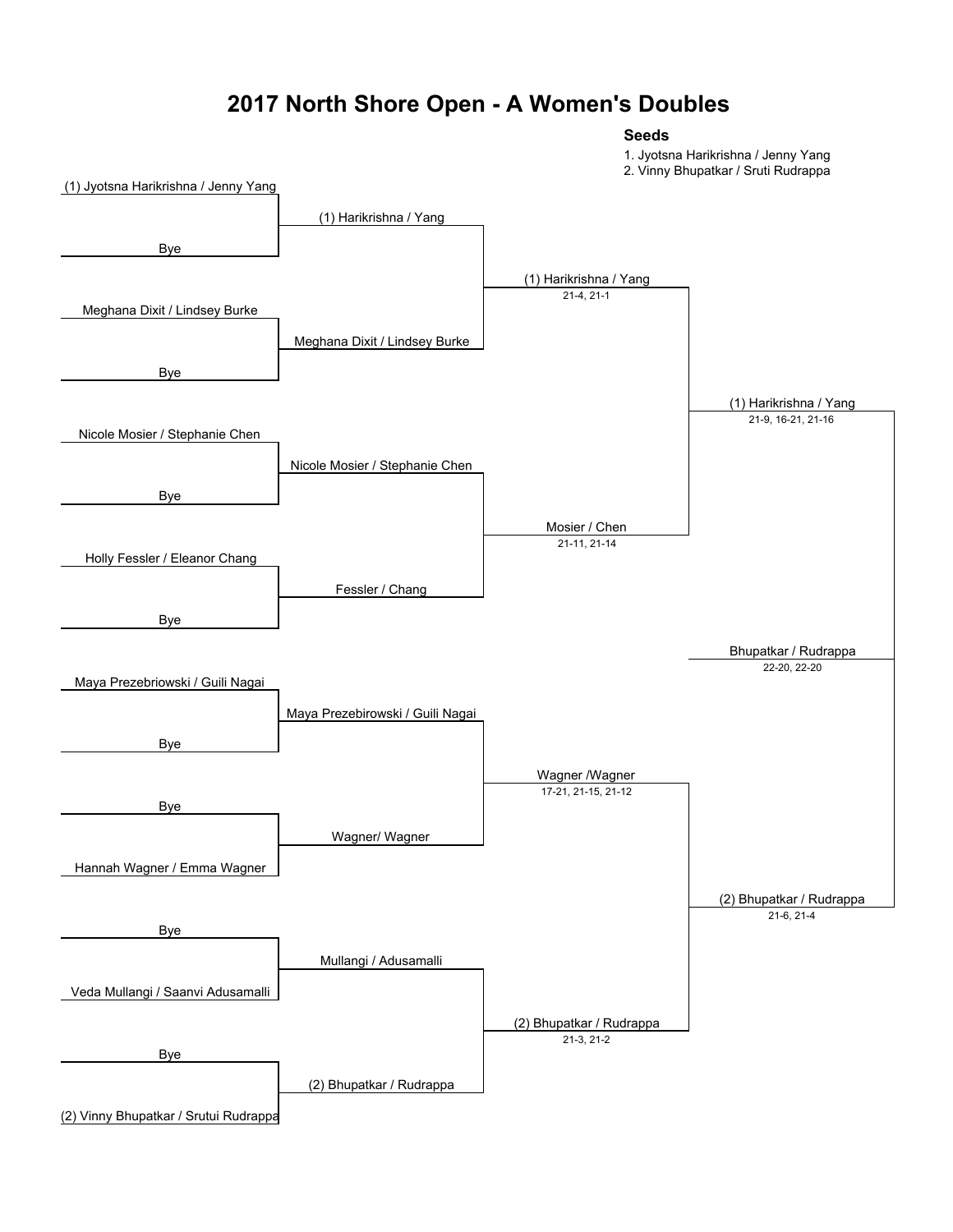# 2017 North Shore Open - A Women's Doubles

**Seeds**

1. Jyotsna Harikrishna / Jenny Yang
2. Vinny Bhupatkar / Sruti Rudrappa

## Round 1

| Player 1 | Player 2 | Winner |
|---|---|---|
| (1) Jyotsna Harikrishna / Jenny Yang | Bye | (1) Harikrishna / Yang |
| Meghana Dixit / Lindsey Burke | Bye | Meghana Dixit / Lindsey Burke |
| Nicole Mosier / Stephanie Chen | Bye | Nicole Mosier / Stephanie Chen |
| Holly Fessler / Eleanor Chang | Bye | Fessler / Chang |
| Maya Prezebriowski / Guili Nagai | Bye | Maya Prezebirowski / Guili Nagai |
| Bye | Hannah Wagner / Emma Wagner | Wagner/ Wagner |
| Bye | Veda Mullangi / Saanvi Adusamalli | Mullangi / Adusamalli |
| Bye | (2) Vinny Bhupatkar / Srutui Rudrappa | (2) Bhupatkar / Rudrappa |

## Quarterfinals

| Winner | Score |
|---|---|
| (1) Harikrishna / Yang | 21-4, 21-1 |
| Mosier / Chen | 21-11, 21-14 |
| Wagner /Wagner | 17-21, 21-15, 21-12 |
| (2) Bhupatkar / Rudrappa | 21-3, 21-2 |

## Semifinals

| Winner | Score |
|---|---|
| (1) Harikrishna / Yang | 21-9, 16-21, 21-16 |
| (2) Bhupatkar / Rudrappa | 21-6, 21-4 |

## Final

| Winner | Score |
|---|---|
| Bhupatkar / Rudrappa | 22-20, 22-20 |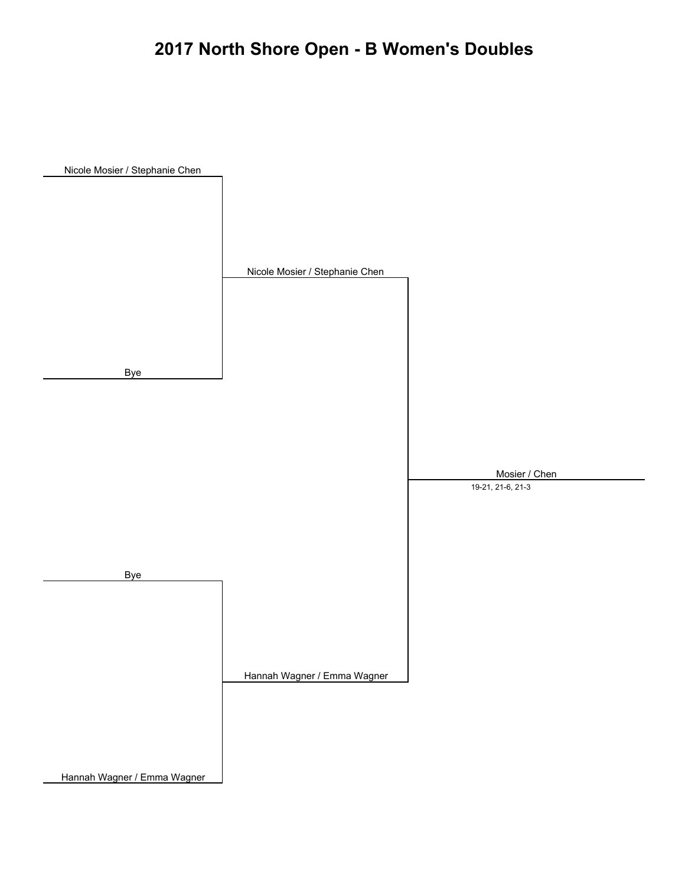# 2017 North Shore Open - B Women's Doubles

**Round 1**

- Nicole Mosier / Stephanie Chen
- Bye
- Bye
- Hannah Wagner / Emma Wagner

**Round 2**

- Nicole Mosier / Stephanie Chen
- Hannah Wagner / Emma Wagner

**Winner**

- Mosier / Chen
- 19-21, 21-6, 21-3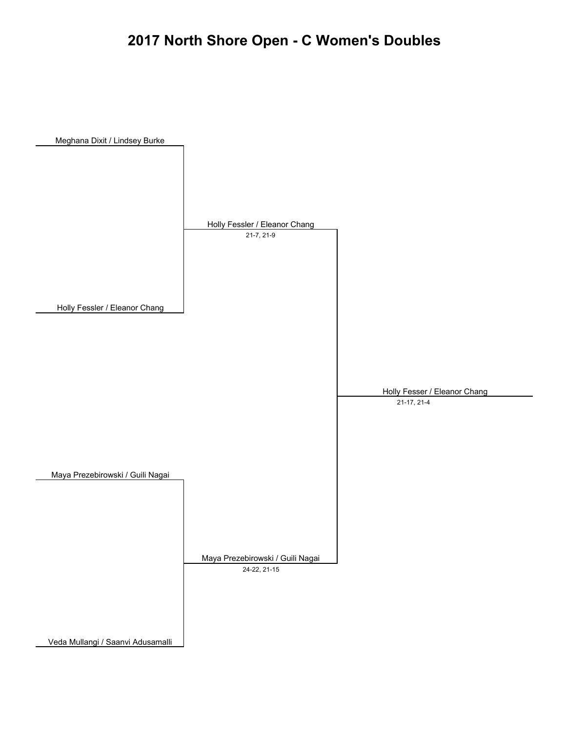# 2017 North Shore Open - C Women's Doubles

Meghana Dixit / Lindsey Burke

Holly Fessler / Eleanor Chang

21-7, 21-9

Holly Fessler / Eleanor Chang

Holly Fesser / Eleanor Chang

21-17, 21-4

Maya Prezebirowski / Guili Nagai

Maya Prezebirowski / Guili Nagai

24-22, 21-15

Veda Mullangi / Saanvi Adusamalli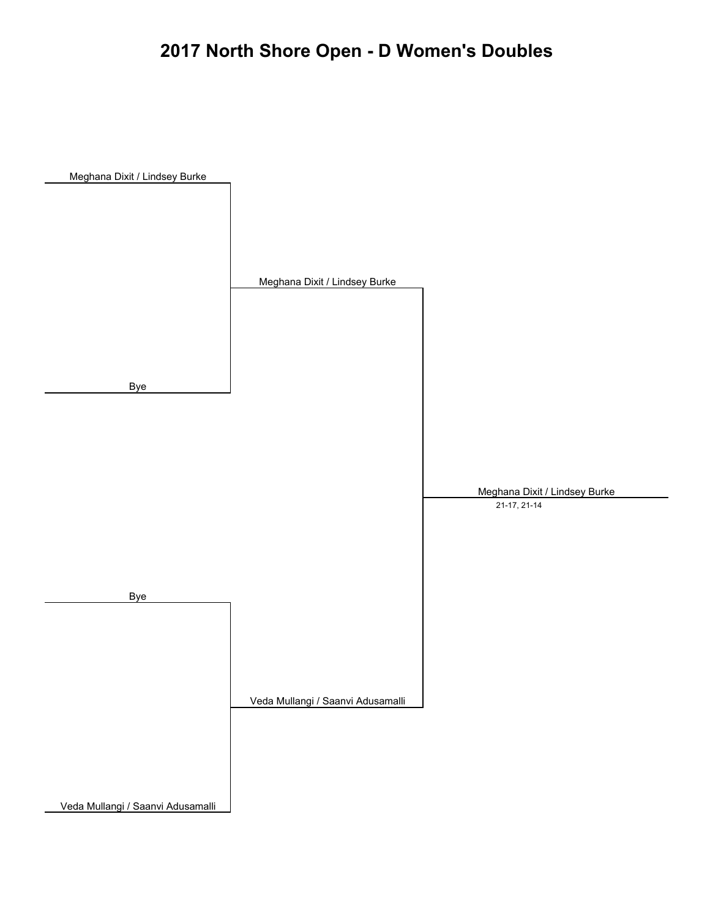# 2017 North Shore Open - D Women's Doubles

**Round 1**

- Meghana Dixit / Lindsey Burke
- Bye
- Bye
- Veda Mullangi / Saanvi Adusamalli

**Round 2**

- Meghana Dixit / Lindsey Burke
- Veda Mullangi / Saanvi Adusamalli

**Winner**

- Meghana Dixit / Lindsey Burke
  21-17, 21-14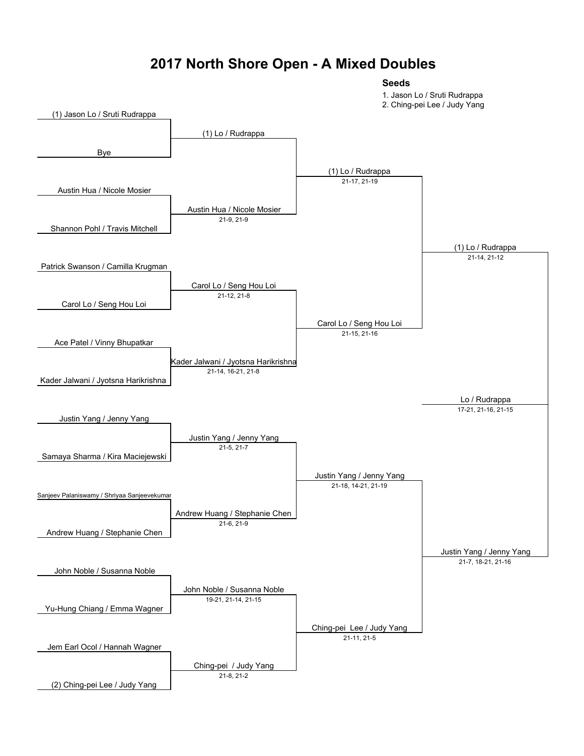# 2017 North Shore Open - A Mixed Doubles

**Seeds**

1. Jason Lo / Sruti Rudrappa
2. Ching-pei Lee / Judy Yang

## Round 1

| Match | Team 1 | Team 2 | Winner | Score |
|---|---|---|---|---|
| 1 | (1) Jason Lo / Sruti Rudrappa | Bye | (1) Lo / Rudrappa | |
| 2 | Austin Hua / Nicole Mosier | Shannon Pohl / Travis Mitchell | Austin Hua / Nicole Mosier | 21-9, 21-9 |
| 3 | Patrick Swanson / Camilla Krugman | Carol Lo / Seng Hou Loi | Carol Lo / Seng Hou Loi | 21-12, 21-8 |
| 4 | Ace Patel / Vinny Bhupatkar | Kader Jalwani / Jyotsna Harikrishna | Kader Jalwani / Jyotsna Harikrishna | 21-14, 16-21, 21-8 |
| 5 | Justin Yang / Jenny Yang | Samaya Sharma / Kira Maciejewski | Justin Yang / Jenny Yang | 21-5, 21-7 |
| 6 | Sanjeev Palaniswamy / Shriyaa Sanjeevekumar | Andrew Huang / Stephanie Chen | Andrew Huang / Stephanie Chen | 21-6, 21-9 |
| 7 | John Noble / Susanna Noble | Yu-Hung Chiang / Emma Wagner | John Noble / Susanna Noble | 19-21, 21-14, 21-15 |
| 8 | Jem Earl Ocol / Hannah Wagner | (2) Ching-pei Lee / Judy Yang | Ching-pei / Judy Yang | 21-8, 21-2 |

## Quarterfinals

| Winner | Score |
|---|---|
| (1) Lo / Rudrappa | 21-17, 21-19 |
| Carol Lo / Seng Hou Loi | 21-15, 21-16 |
| Justin Yang / Jenny Yang | 21-18, 14-21, 21-19 |
| Ching-pei Lee / Judy Yang | 21-11, 21-5 |

## Semifinals

| Winner | Score |
|---|---|
| (1) Lo / Rudrappa | 21-14, 21-12 |
| Justin Yang / Jenny Yang | 21-7, 18-21, 21-16 |

## Final

| Winner | Score |
|---|---|
| Lo / Rudrappa | 17-21, 21-16, 21-15 |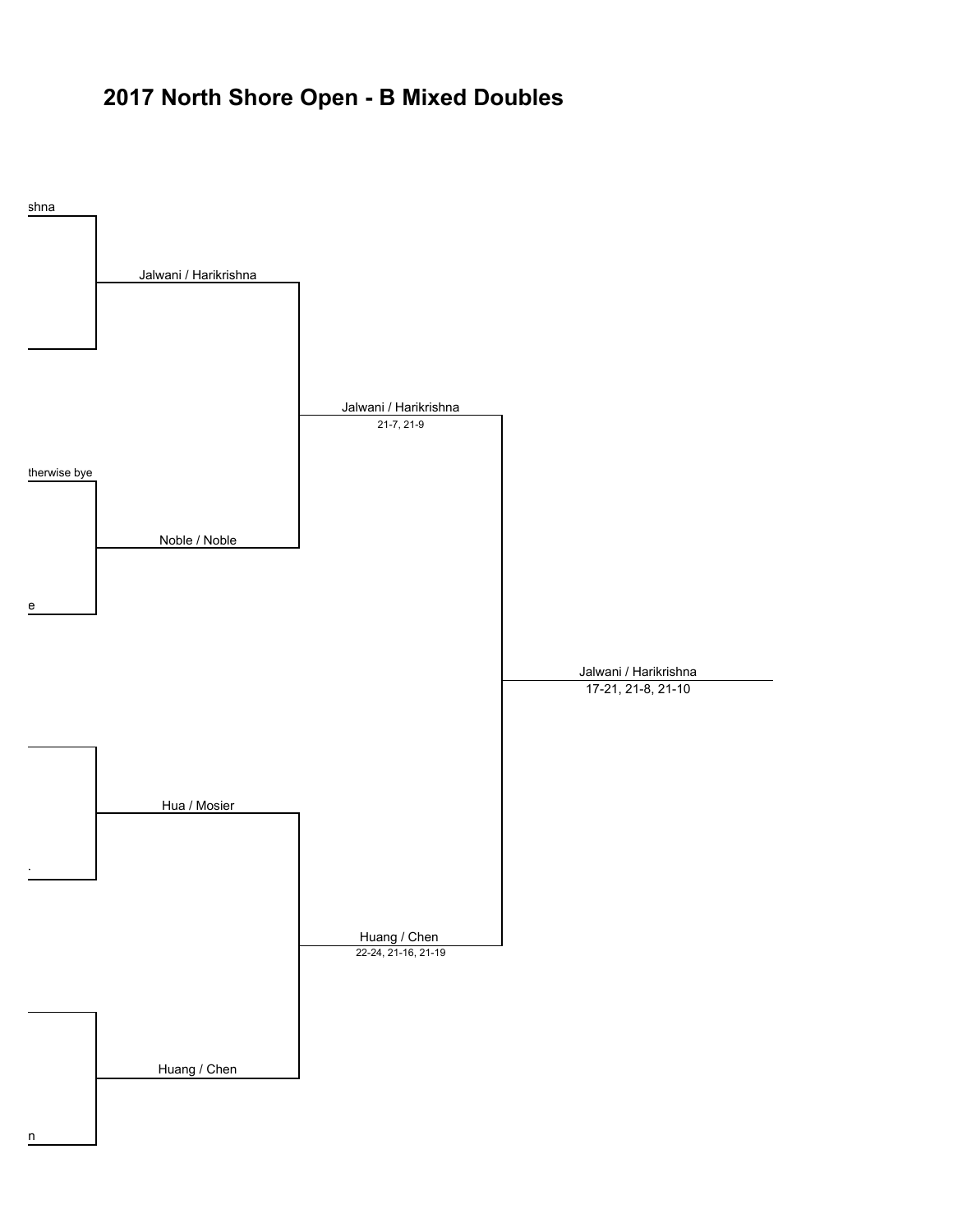# 2017 North Shore Open - B Mixed Doubles

shna

Jalwani / Harikrishna

Jalwani / Harikrishna
21-7, 21-9

therwise bye

Noble / Noble

e

Jalwani / Harikrishna
17-21, 21-8, 21-10

Hua / Mosier

.

Huang / Chen
22-24, 21-16, 21-19

Huang / Chen

n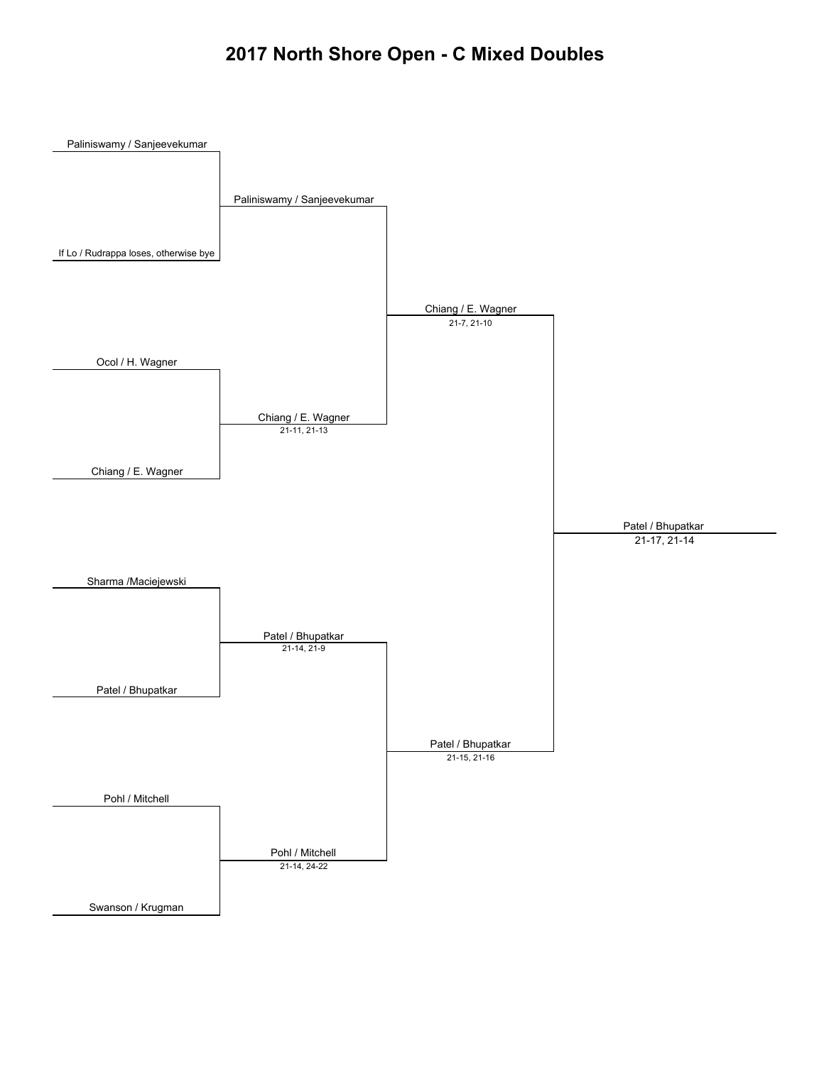# 2017 North Shore Open - C Mixed Doubles

**Round 1**

- Paliniswamy / Sanjeevekumar
- If Lo / Rudrappa loses, otherwise bye
- Ocol / H. Wagner
- Chiang / E. Wagner
- Sharma /Maciejewski
- Patel / Bhupatkar
- Pohl / Mitchell
- Swanson / Krugman

**Round 2**

- Paliniswamy / Sanjeevekumar
- Chiang / E. Wagner — 21-11, 21-13
- Patel / Bhupatkar — 21-14, 21-9
- Pohl / Mitchell — 21-14, 24-22

**Semifinals**

- Chiang / E. Wagner — 21-7, 21-10
- Patel / Bhupatkar — 21-15, 21-16

**Final**

- Patel / Bhupatkar — 21-17, 21-14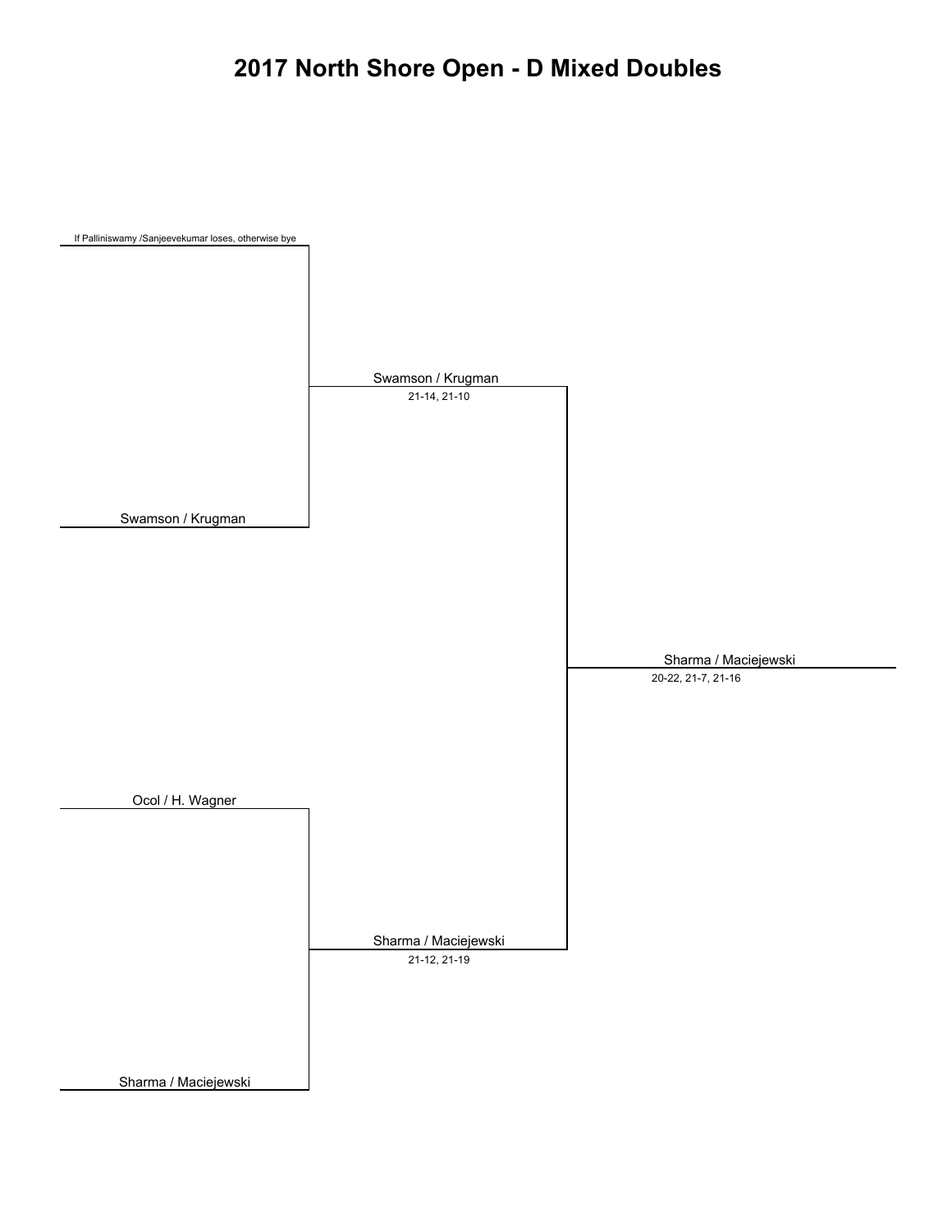# 2017 North Shore Open - D Mixed Doubles

If Palliniswamy /Sanjeevekumar loses, otherwise bye

Swamson / Krugman

21-14, 21-10

Swamson / Krugman

Sharma / Maciejewski

20-22, 21-7, 21-16

Ocol / H. Wagner

Sharma / Maciejewski

21-12, 21-19

Sharma / Maciejewski